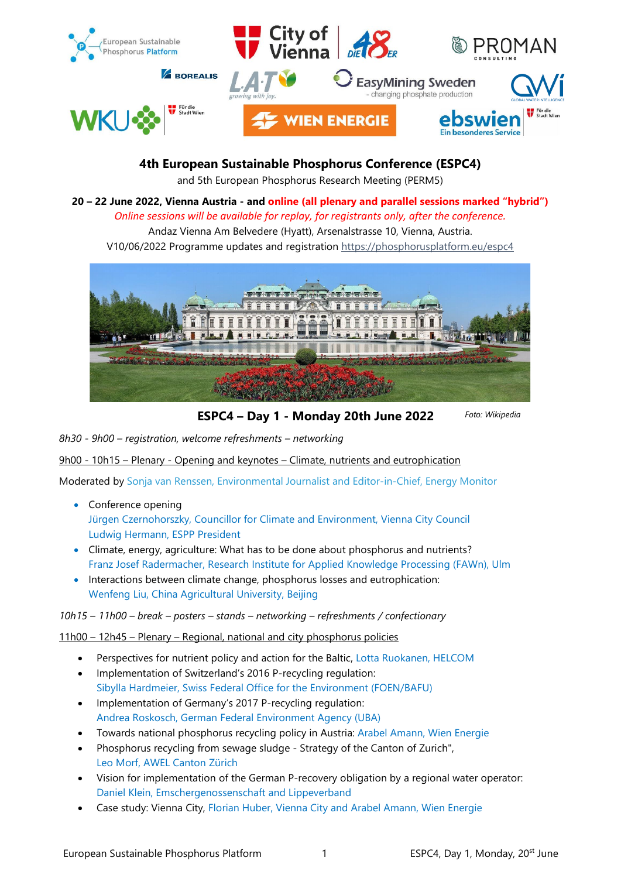# 4th European Sustainable Phosphorus Conference (ESPC4)

and 5th European Phosphorus Research Meeting (PERM5)

**20 – 22 June 2022, Vienna Austria - and online (all plenary and parallel sessions marked "hybrid")**

*Online sessions will be available for replay, for registrants only, after the conference.*

Andaz Vienna Am Belvedere (Hyatt), Arsenalstrasse 10, Vienna, Austria.

V10/06/2022 Programme updates and registration https://phosphorusplatform.eu/espc4

## ESPC4 – Day 1 - Monday 20th June 2022

*Foto: Wikipedia*

*8h30 - 9h00 – registration, welcome refreshments – networking*

9h00 - 10h15 – Plenary - Opening and keynotes – Climate, nutrients and eutrophication

Moderated by Sonja van Renssen, Environmental Journalist and Editor-in-Chief, Energy Monitor

- Conference opening
  Jürgen Czernohorszky, Councillor for Climate and Environment, Vienna City Council
  Ludwig Hermann, ESPP President
- Climate, energy, agriculture: What has to be done about phosphorus and nutrients?
  Franz Josef Radermacher, Research Institute for Applied Knowledge Processing (FAWn), Ulm
- Interactions between climate change, phosphorus losses and eutrophication:
  Wenfeng Liu, China Agricultural University, Beijing

*10h15 – 11h00 – break – posters – stands – networking – refreshments / confectionary*

11h00 – 12h45 – Plenary – Regional, national and city phosphorus policies

- Perspectives for nutrient policy and action for the Baltic, Lotta Ruokanen, HELCOM
- Implementation of Switzerland's 2016 P-recycling regulation:
  Sibylla Hardmeier, Swiss Federal Office for the Environment (FOEN/BAFU)
- Implementation of Germany's 2017 P-recycling regulation:
  Andrea Roskosch, German Federal Environment Agency (UBA)
- Towards national phosphorus recycling policy in Austria: Arabel Amann, Wien Energie
- Phosphorus recycling from sewage sludge - Strategy of the Canton of Zurich",
  Leo Morf, AWEL Canton Zürich
- Vision for implementation of the German P-recovery obligation by a regional water operator:
  Daniel Klein, Emschergenossenschaft and Lippeverband
- Case study: Vienna City, Florian Huber, Vienna City and Arabel Amann, Wien Energie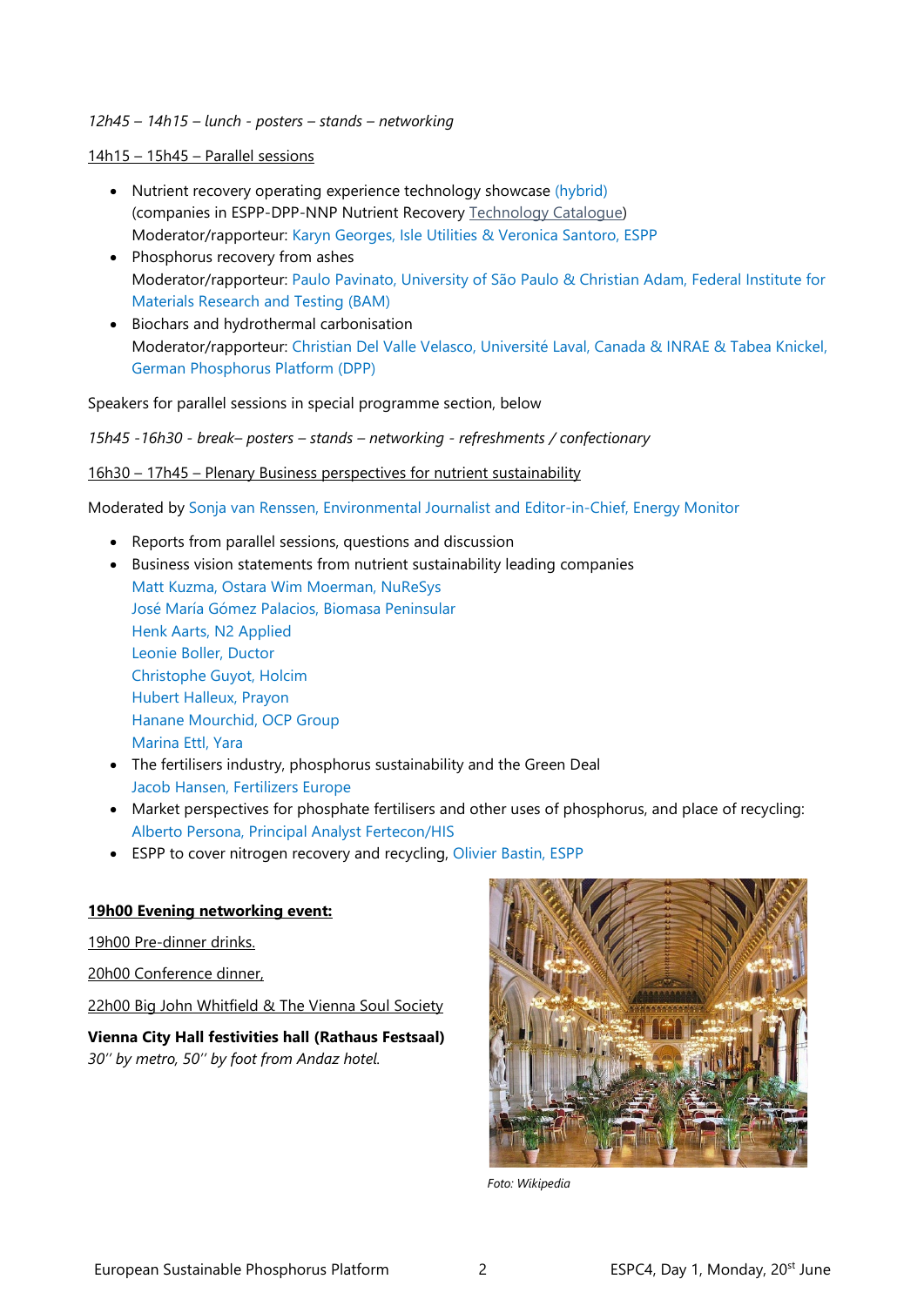*12h45 – 14h15 – lunch - posters – stands – networking*

14h15 – 15h45 – Parallel sessions

- Nutrient recovery operating experience technology showcase (hybrid)
  (companies in ESPP-DPP-NNP Nutrient Recovery Technology Catalogue)
  Moderator/rapporteur: Karyn Georges, Isle Utilities & Veronica Santoro, ESPP
- Phosphorus recovery from ashes
  Moderator/rapporteur: Paulo Pavinato, University of São Paulo & Christian Adam, Federal Institute for Materials Research and Testing (BAM)
- Biochars and hydrothermal carbonisation
  Moderator/rapporteur: Christian Del Valle Velasco, Université Laval, Canada & INRAE & Tabea Knickel, German Phosphorus Platform (DPP)

Speakers for parallel sessions in special programme section, below

*15h45 -16h30 - break– posters – stands – networking - refreshments / confectionary*

16h30 – 17h45 – Plenary Business perspectives for nutrient sustainability

Moderated by Sonja van Renssen, Environmental Journalist and Editor-in-Chief, Energy Monitor

- Reports from parallel sessions, questions and discussion
- Business vision statements from nutrient sustainability leading companies
  Matt Kuzma, Ostara Wim Moerman, NuReSys
  José María Gómez Palacios, Biomasa Peninsular
  Henk Aarts, N2 Applied
  Leonie Boller, Ductor
  Christophe Guyot, Holcim
  Hubert Halleux, Prayon
  Hanane Mourchid, OCP Group
  Marina Ettl, Yara
- The fertilisers industry, phosphorus sustainability and the Green Deal
  Jacob Hansen, Fertilizers Europe
- Market perspectives for phosphate fertilisers and other uses of phosphorus, and place of recycling:
  Alberto Persona, Principal Analyst Fertecon/HIS
- ESPP to cover nitrogen recovery and recycling, Olivier Bastin, ESPP

**19h00 Evening networking event:**

19h00 Pre-dinner drinks.

20h00 Conference dinner,

22h00 Big John Whitfield & The Vienna Soul Society

**Vienna City Hall festivities hall (Rathaus Festsaal)**
*30'' by metro, 50'' by foot from Andaz hotel.*

*Foto: Wikipedia*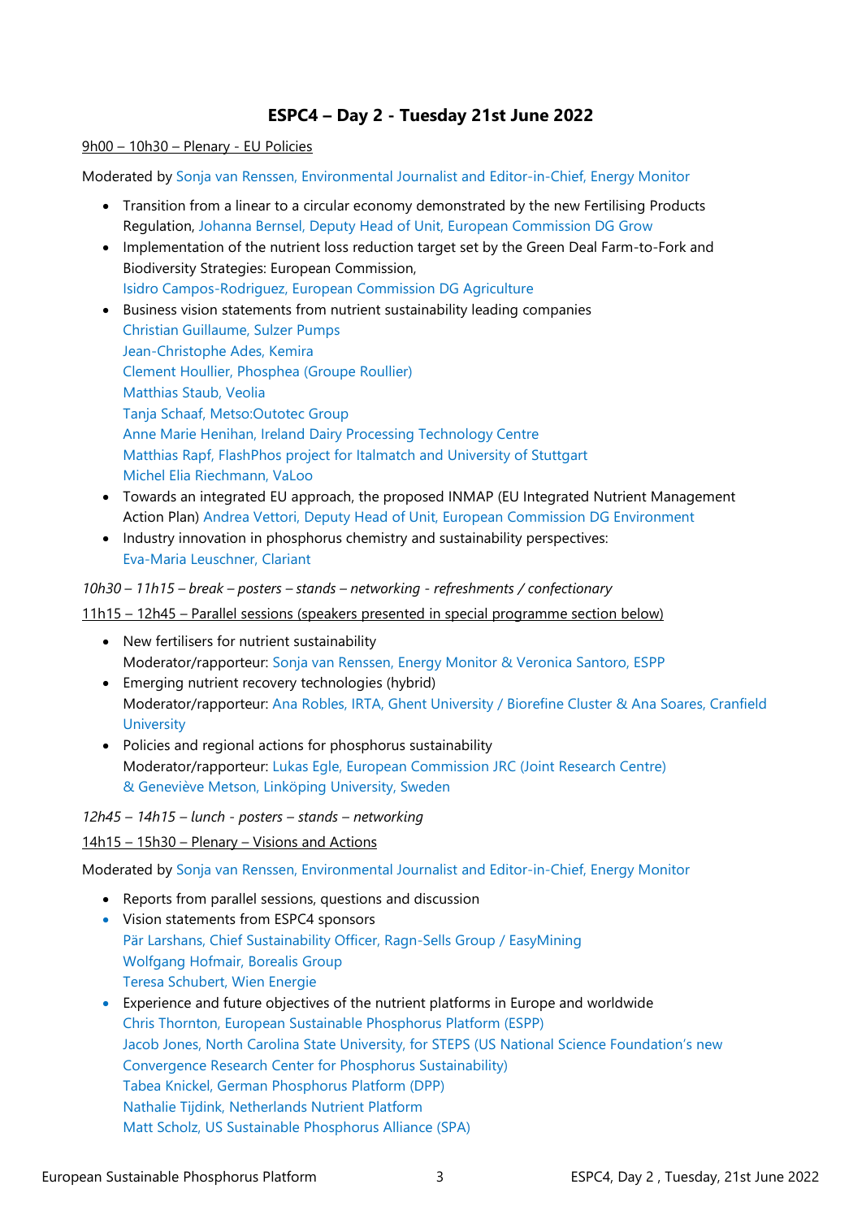## ESPC4 – Day 2 - Tuesday 21st June 2022

9h00 – 10h30 – Plenary - EU Policies

Moderated by Sonja van Renssen, Environmental Journalist and Editor-in-Chief, Energy Monitor

- Transition from a linear to a circular economy demonstrated by the new Fertilising Products Regulation, Johanna Bernsel, Deputy Head of Unit, European Commission DG Grow
- Implementation of the nutrient loss reduction target set by the Green Deal Farm-to-Fork and Biodiversity Strategies: European Commission, Isidro Campos-Rodriguez, European Commission DG Agriculture
- Business vision statements from nutrient sustainability leading companies
  Christian Guillaume, Sulzer Pumps
  Jean-Christophe Ades, Kemira
  Clement Houllier, Phosphea (Groupe Roullier)
  Matthias Staub, Veolia
  Tanja Schaaf, Metso:Outotec Group
  Anne Marie Henihan, Ireland Dairy Processing Technology Centre
  Matthias Rapf, FlashPhos project for Italmatch and University of Stuttgart
  Michel Elia Riechmann, VaLoo
- Towards an integrated EU approach, the proposed INMAP (EU Integrated Nutrient Management Action Plan) Andrea Vettori, Deputy Head of Unit, European Commission DG Environment
- Industry innovation in phosphorus chemistry and sustainability perspectives: Eva-Maria Leuschner, Clariant

*10h30 – 11h15 – break – posters – stands – networking - refreshments / confectionary*

11h15 – 12h45 – Parallel sessions (speakers presented in special programme section below)

- New fertilisers for nutrient sustainability
  Moderator/rapporteur: Sonja van Renssen, Energy Monitor & Veronica Santoro, ESPP
- Emerging nutrient recovery technologies (hybrid)
  Moderator/rapporteur: Ana Robles, IRTA, Ghent University / Biorefine Cluster & Ana Soares, Cranfield University
- Policies and regional actions for phosphorus sustainability
  Moderator/rapporteur: Lukas Egle, European Commission JRC (Joint Research Centre) & Geneviève Metson, Linköping University, Sweden

*12h45 – 14h15 – lunch - posters – stands – networking*

14h15 – 15h30 – Plenary – Visions and Actions

Moderated by Sonja van Renssen, Environmental Journalist and Editor-in-Chief, Energy Monitor

- Reports from parallel sessions, questions and discussion
- Vision statements from ESPC4 sponsors
  Pär Larshans, Chief Sustainability Officer, Ragn-Sells Group / EasyMining
  Wolfgang Hofmair, Borealis Group
  Teresa Schubert, Wien Energie
- Experience and future objectives of the nutrient platforms in Europe and worldwide
  Chris Thornton, European Sustainable Phosphorus Platform (ESPP)
  Jacob Jones, North Carolina State University, for STEPS (US National Science Foundation's new Convergence Research Center for Phosphorus Sustainability)
  Tabea Knickel, German Phosphorus Platform (DPP)
  Nathalie Tijdink, Netherlands Nutrient Platform
  Matt Scholz, US Sustainable Phosphorus Alliance (SPA)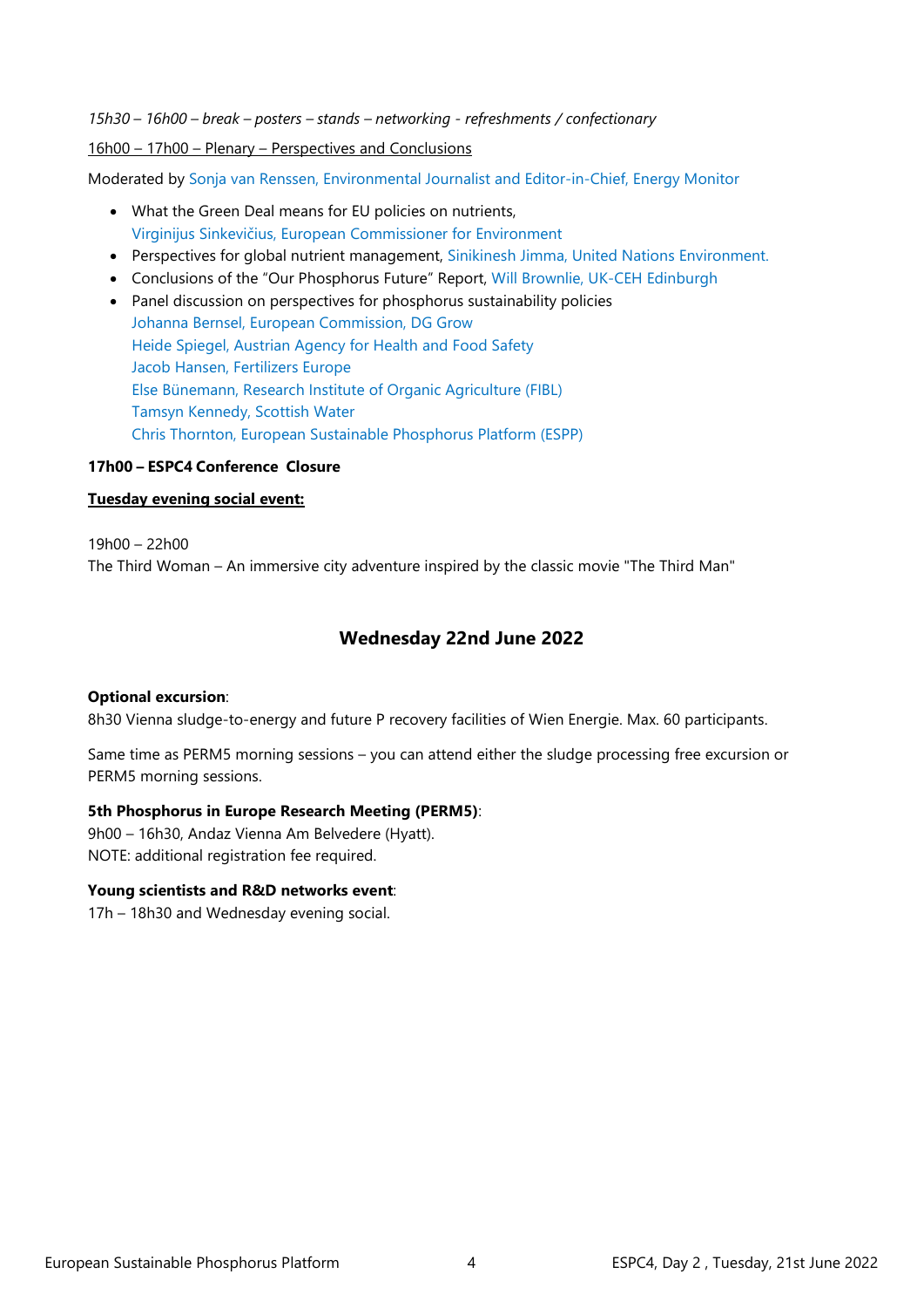*15h30 – 16h00 – break – posters – stands – networking - refreshments / confectionary*

16h00 – 17h00 – Plenary – Perspectives and Conclusions

Moderated by Sonja van Renssen, Environmental Journalist and Editor-in-Chief, Energy Monitor

- What the Green Deal means for EU policies on nutrients, Virginijus Sinkevičius, European Commissioner for Environment
- Perspectives for global nutrient management, Sinikinesh Jimma, United Nations Environment.
- Conclusions of the "Our Phosphorus Future" Report, Will Brownlie, UK-CEH Edinburgh
- Panel discussion on perspectives for phosphorus sustainability policies
  Johanna Bernsel, European Commission, DG Grow
  Heide Spiegel, Austrian Agency for Health and Food Safety
  Jacob Hansen, Fertilizers Europe
  Else Bünemann, Research Institute of Organic Agriculture (FIBL)
  Tamsyn Kennedy, Scottish Water
  Chris Thornton, European Sustainable Phosphorus Platform (ESPP)

**17h00 – ESPC4 Conference Closure**

**Tuesday evening social event:**

19h00 – 22h00
The Third Woman – An immersive city adventure inspired by the classic movie "The Third Man"

## Wednesday 22nd June 2022

**Optional excursion**:
8h30 Vienna sludge-to-energy and future P recovery facilities of Wien Energie. Max. 60 participants.

Same time as PERM5 morning sessions – you can attend either the sludge processing free excursion or PERM5 morning sessions.

**5th Phosphorus in Europe Research Meeting (PERM5)**:
9h00 – 16h30, Andaz Vienna Am Belvedere (Hyatt).
NOTE: additional registration fee required.

**Young scientists and R&D networks event**:
17h – 18h30 and Wednesday evening social.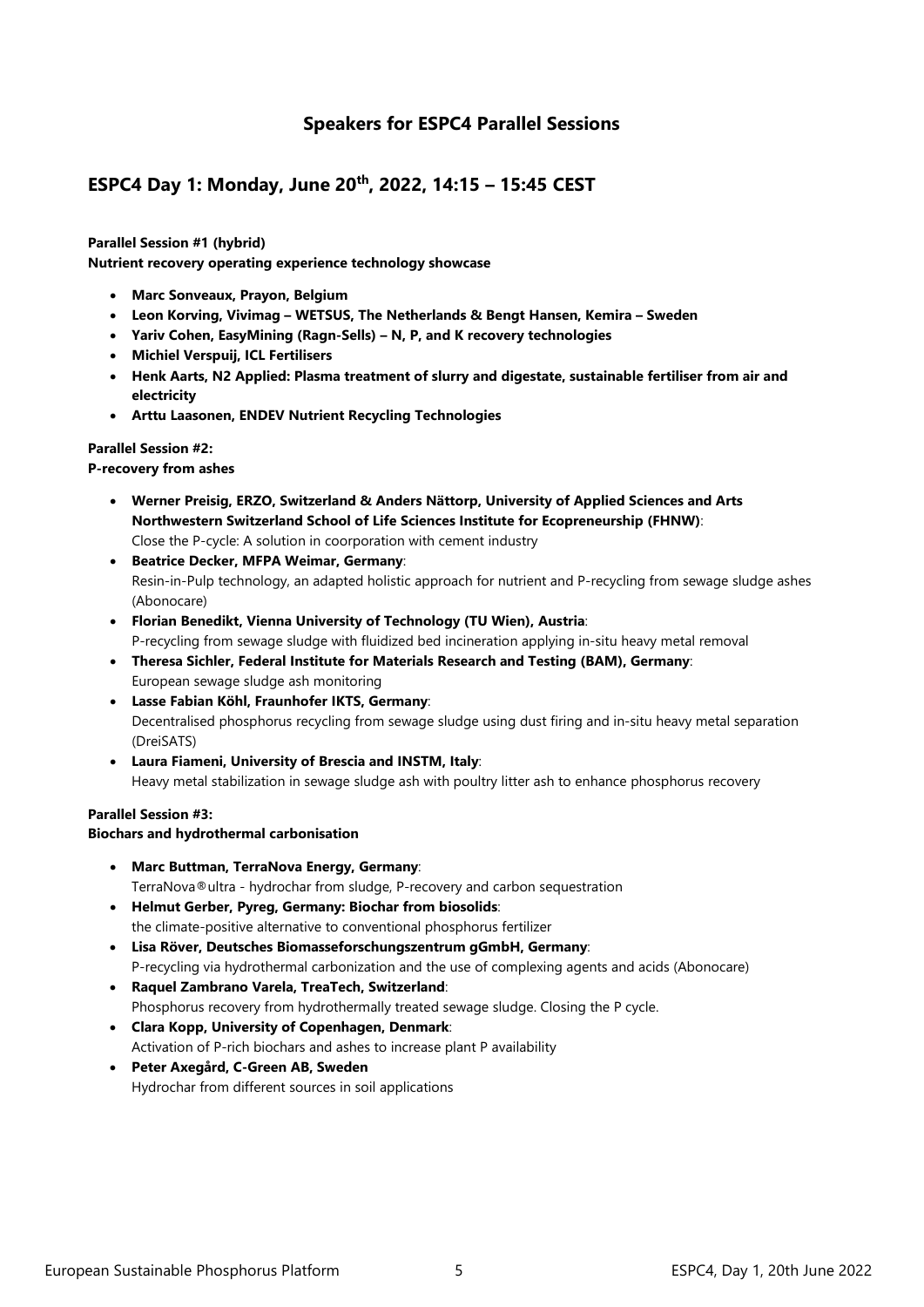## Speakers for ESPC4 Parallel Sessions

## ESPC4 Day 1: Monday, June 20th, 2022, 14:15 – 15:45 CEST

**Parallel Session #1 (hybrid)**
**Nutrient recovery operating experience technology showcase**

- **Marc Sonveaux, Prayon, Belgium**
- **Leon Korving, Vivimag – WETSUS, The Netherlands & Bengt Hansen, Kemira – Sweden**
- **Yariv Cohen, EasyMining (Ragn-Sells) – N, P, and K recovery technologies**
- **Michiel Verspuij, ICL Fertilisers**
- **Henk Aarts, N2 Applied: Plasma treatment of slurry and digestate, sustainable fertiliser from air and electricity**
- **Arttu Laasonen, ENDEV Nutrient Recycling Technologies**

**Parallel Session #2:**
**P-recovery from ashes**

- **Werner Preisig, ERZO, Switzerland & Anders Nättorp, University of Applied Sciences and Arts Northwestern Switzerland School of Life Sciences Institute for Ecopreneurship (FHNW)**:
  Close the P-cycle: A solution in coorporation with cement industry
- **Beatrice Decker, MFPA Weimar, Germany**:
  Resin-in-Pulp technology, an adapted holistic approach for nutrient and P-recycling from sewage sludge ashes (Abonocare)
- **Florian Benedikt, Vienna University of Technology (TU Wien), Austria**:
  P-recycling from sewage sludge with fluidized bed incineration applying in-situ heavy metal removal
- **Theresa Sichler, Federal Institute for Materials Research and Testing (BAM), Germany**:
  European sewage sludge ash monitoring
- **Lasse Fabian Köhl, Fraunhofer IKTS, Germany**:
  Decentralised phosphorus recycling from sewage sludge using dust firing and in-situ heavy metal separation (DreiSATS)
- **Laura Fiameni, University of Brescia and INSTM, Italy**:
  Heavy metal stabilization in sewage sludge ash with poultry litter ash to enhance phosphorus recovery

**Parallel Session #3:**
**Biochars and hydrothermal carbonisation**

- **Marc Buttman, TerraNova Energy, Germany**:
  TerraNova®ultra - hydrochar from sludge, P-recovery and carbon sequestration
- **Helmut Gerber, Pyreg, Germany: Biochar from biosolids**:
  the climate-positive alternative to conventional phosphorus fertilizer
- **Lisa Röver, Deutsches Biomasseforschungszentrum gGmbH, Germany**:
  P-recycling via hydrothermal carbonization and the use of complexing agents and acids (Abonocare)
- **Raquel Zambrano Varela, TreaTech, Switzerland**:
  Phosphorus recovery from hydrothermally treated sewage sludge. Closing the P cycle.
- **Clara Kopp, University of Copenhagen, Denmark**:
  Activation of P-rich biochars and ashes to increase plant P availability
- **Peter Axegård, C-Green AB, Sweden**
  Hydrochar from different sources in soil applications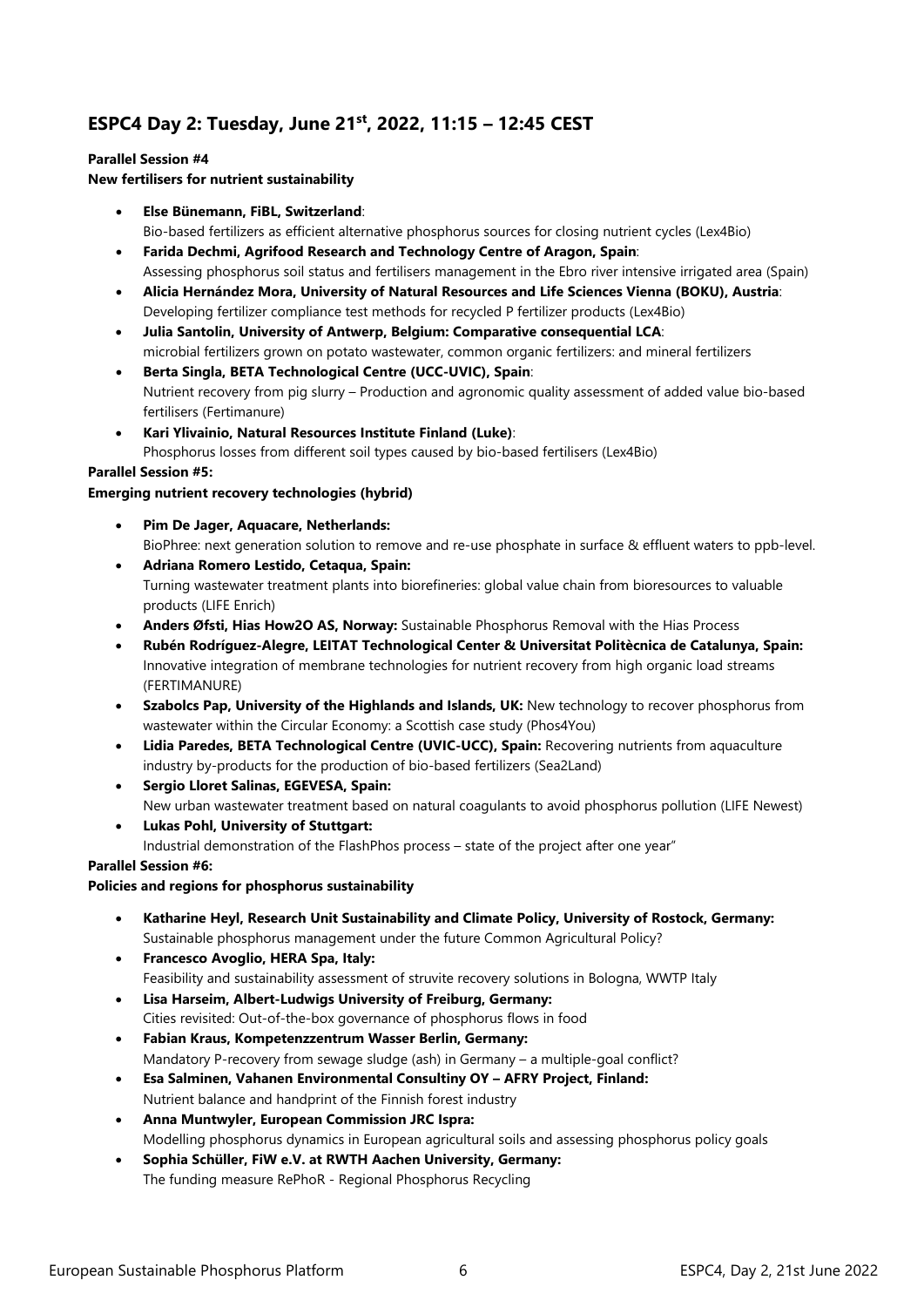## ESPC4 Day 2: Tuesday, June 21st, 2022, 11:15 – 12:45 CEST

**Parallel Session #4**
**New fertilisers for nutrient sustainability**

- **Else Bünemann, FiBL, Switzerland**:
  Bio-based fertilizers as efficient alternative phosphorus sources for closing nutrient cycles (Lex4Bio)
- **Farida Dechmi, Agrifood Research and Technology Centre of Aragon, Spain**:
  Assessing phosphorus soil status and fertilisers management in the Ebro river intensive irrigated area (Spain)
- **Alicia Hernández Mora, University of Natural Resources and Life Sciences Vienna (BOKU), Austria**:
  Developing fertilizer compliance test methods for recycled P fertilizer products (Lex4Bio)
- **Julia Santolin, University of Antwerp, Belgium: Comparative consequential LCA**:
  microbial fertilizers grown on potato wastewater, common organic fertilizers: and mineral fertilizers
- **Berta Singla, BETA Technological Centre (UCC-UVIC), Spain**:
  Nutrient recovery from pig slurry – Production and agronomic quality assessment of added value bio-based fertilisers (Fertimanure)
- **Kari Ylivainio, Natural Resources Institute Finland (Luke)**:
  Phosphorus losses from different soil types caused by bio-based fertilisers (Lex4Bio)

**Parallel Session #5:**
**Emerging nutrient recovery technologies (hybrid)**

- **Pim De Jager, Aquacare, Netherlands:**
  BioPhree: next generation solution to remove and re-use phosphate in surface & effluent waters to ppb-level.
- **Adriana Romero Lestido, Cetaqua, Spain:**
  Turning wastewater treatment plants into biorefineries: global value chain from bioresources to valuable products (LIFE Enrich)
- **Anders Øfsti, Hias How2O AS, Norway:** Sustainable Phosphorus Removal with the Hias Process
- **Rubén Rodríguez-Alegre, LEITAT Technological Center & Universitat Politècnica de Catalunya, Spain:**
  Innovative integration of membrane technologies for nutrient recovery from high organic load streams (FERTIMANURE)
- **Szabolcs Pap, University of the Highlands and Islands, UK:** New technology to recover phosphorus from wastewater within the Circular Economy: a Scottish case study (Phos4You)
- **Lidia Paredes, BETA Technological Centre (UVIC-UCC), Spain:** Recovering nutrients from aquaculture industry by-products for the production of bio-based fertilizers (Sea2Land)
- **Sergio Lloret Salinas, EGEVESA, Spain:**
  New urban wastewater treatment based on natural coagulants to avoid phosphorus pollution (LIFE Newest)
- **Lukas Pohl, University of Stuttgart:**
  Industrial demonstration of the FlashPhos process – state of the project after one year"

**Parallel Session #6:**
**Policies and regions for phosphorus sustainability**

- **Katharine Heyl, Research Unit Sustainability and Climate Policy, University of Rostock, Germany:**
  Sustainable phosphorus management under the future Common Agricultural Policy?
- **Francesco Avoglio, HERA Spa, Italy:**
  Feasibility and sustainability assessment of struvite recovery solutions in Bologna, WWTP Italy
- **Lisa Harseim, Albert-Ludwigs University of Freiburg, Germany:**
  Cities revisited: Out-of-the-box governance of phosphorus flows in food
- **Fabian Kraus, Kompetenzzentrum Wasser Berlin, Germany:**
  Mandatory P-recovery from sewage sludge (ash) in Germany – a multiple-goal conflict?
- **Esa Salminen, Vahanen Environmental Consultiny OY – AFRY Project, Finland:**
  Nutrient balance and handprint of the Finnish forest industry
- **Anna Muntwyler, European Commission JRC Ispra:**
  Modelling phosphorus dynamics in European agricultural soils and assessing phosphorus policy goals
- **Sophia Schüller, FiW e.V. at RWTH Aachen University, Germany:**
  The funding measure RePhoR - Regional Phosphorus Recycling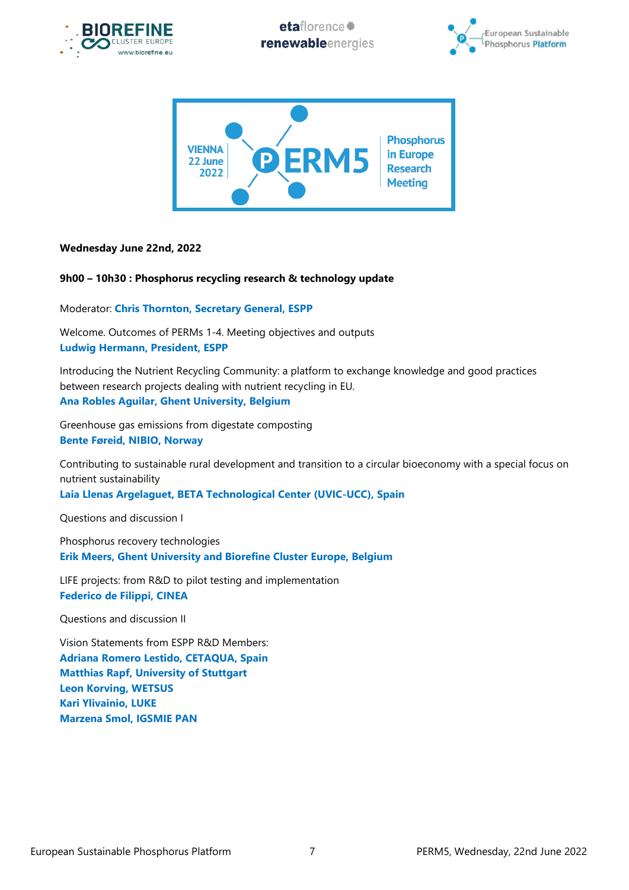**Wednesday June 22nd, 2022**

**9h00 – 10h30 : Phosphorus recycling research & technology update**

Moderator: **Chris Thornton, Secretary General, ESPP**

Welcome. Outcomes of PERMs 1-4. Meeting objectives and outputs
**Ludwig Hermann, President, ESPP**

Introducing the Nutrient Recycling Community: a platform to exchange knowledge and good practices between research projects dealing with nutrient recycling in EU.
**Ana Robles Aguilar, Ghent University, Belgium**

Greenhouse gas emissions from digestate composting
**Bente Føreid, NIBIO, Norway**

Contributing to sustainable rural development and transition to a circular bioeconomy with a special focus on nutrient sustainability
**Laia Llenas Argelaguet, BETA Technological Center (UVIC-UCC), Spain**

Questions and discussion I

Phosphorus recovery technologies
**Erik Meers, Ghent University and Biorefine Cluster Europe, Belgium**

LIFE projects: from R&D to pilot testing and implementation
**Federico de Filippi, CINEA**

Questions and discussion II

Vision Statements from ESPP R&D Members:
**Adriana Romero Lestido, CETAQUA, Spain**
**Matthias Rapf, University of Stuttgart**
**Leon Korving, WETSUS**
**Kari Ylivainio, LUKE**
**Marzena Smol, IGSMIE PAN**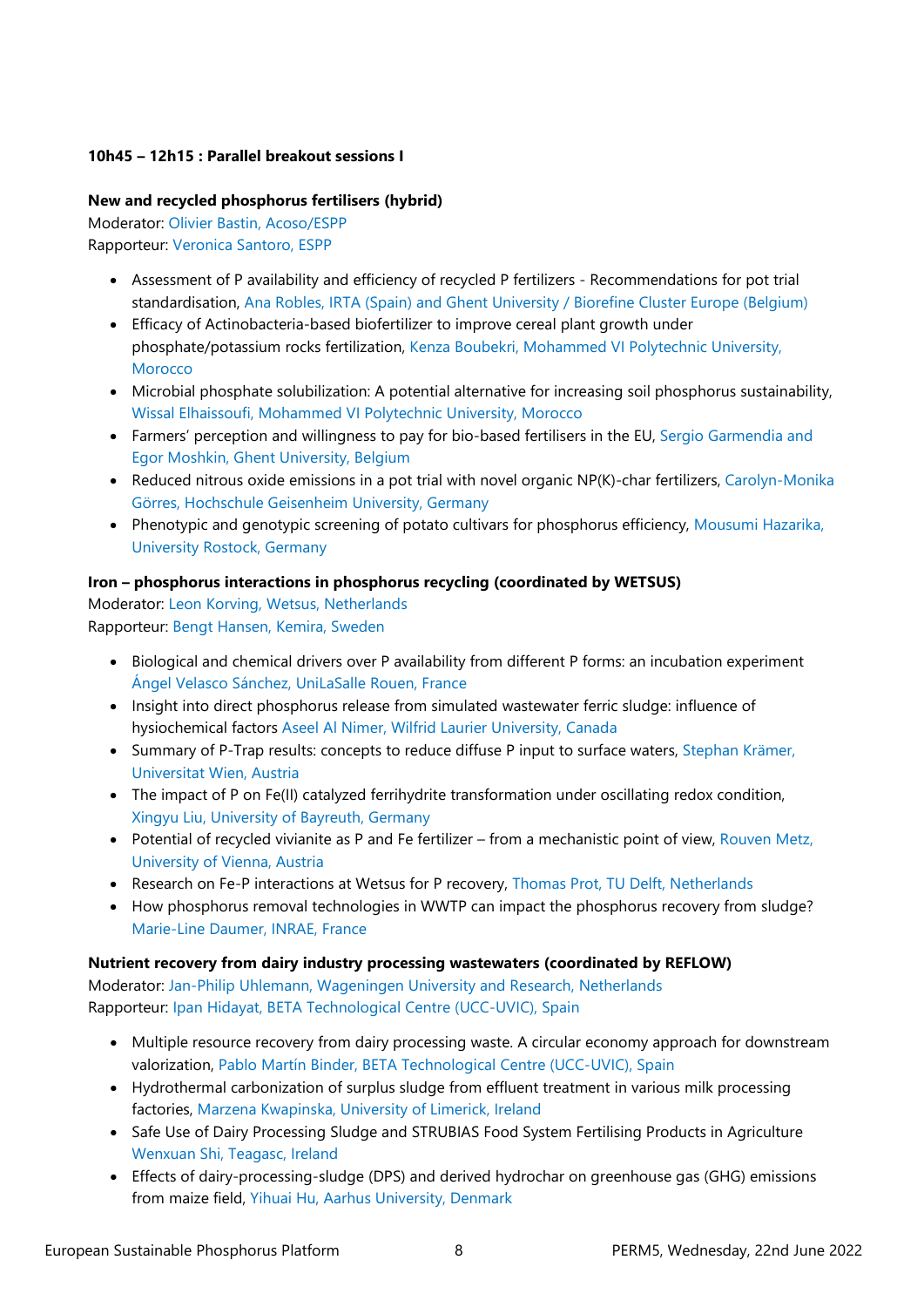**10h45 – 12h15 : Parallel breakout sessions I**

**New and recycled phosphorus fertilisers (hybrid)**

Moderator: Olivier Bastin, Acoso/ESPP
Rapporteur: Veronica Santoro, ESPP

- Assessment of P availability and efficiency of recycled P fertilizers - Recommendations for pot trial standardisation, Ana Robles, IRTA (Spain) and Ghent University / Biorefine Cluster Europe (Belgium)
- Efficacy of Actinobacteria-based biofertilizer to improve cereal plant growth under phosphate/potassium rocks fertilization, Kenza Boubekri, Mohammed VI Polytechnic University, Morocco
- Microbial phosphate solubilization: A potential alternative for increasing soil phosphorus sustainability, Wissal Elhaissoufi, Mohammed VI Polytechnic University, Morocco
- Farmers' perception and willingness to pay for bio-based fertilisers in the EU, Sergio Garmendia and Egor Moshkin, Ghent University, Belgium
- Reduced nitrous oxide emissions in a pot trial with novel organic NP(K)-char fertilizers, Carolyn-Monika Görres, Hochschule Geisenheim University, Germany
- Phenotypic and genotypic screening of potato cultivars for phosphorus efficiency, Mousumi Hazarika, University Rostock, Germany

**Iron – phosphorus interactions in phosphorus recycling (coordinated by WETSUS)**

Moderator: Leon Korving, Wetsus, Netherlands
Rapporteur: Bengt Hansen, Kemira, Sweden

- Biological and chemical drivers over P availability from different P forms: an incubation experiment Ángel Velasco Sánchez, UniLaSalle Rouen, France
- Insight into direct phosphorus release from simulated wastewater ferric sludge: influence of hysiochemical factors Aseel Al Nimer, Wilfrid Laurier University, Canada
- Summary of P-Trap results: concepts to reduce diffuse P input to surface waters, Stephan Krämer, Universitat Wien, Austria
- The impact of P on Fe(II) catalyzed ferrihydrite transformation under oscillating redox condition, Xingyu Liu, University of Bayreuth, Germany
- Potential of recycled vivianite as P and Fe fertilizer – from a mechanistic point of view, Rouven Metz, University of Vienna, Austria
- Research on Fe-P interactions at Wetsus for P recovery, Thomas Prot, TU Delft, Netherlands
- How phosphorus removal technologies in WWTP can impact the phosphorus recovery from sludge? Marie-Line Daumer, INRAE, France

**Nutrient recovery from dairy industry processing wastewaters (coordinated by REFLOW)**

Moderator: Jan-Philip Uhlemann, Wageningen University and Research, Netherlands
Rapporteur: Ipan Hidayat, BETA Technological Centre (UCC-UVIC), Spain

- Multiple resource recovery from dairy processing waste. A circular economy approach for downstream valorization, Pablo Martín Binder, BETA Technological Centre (UCC-UVIC), Spain
- Hydrothermal carbonization of surplus sludge from effluent treatment in various milk processing factories, Marzena Kwapinska, University of Limerick, Ireland
- Safe Use of Dairy Processing Sludge and STRUBIAS Food System Fertilising Products in Agriculture Wenxuan Shi, Teagasc, Ireland
- Effects of dairy-processing-sludge (DPS) and derived hydrochar on greenhouse gas (GHG) emissions from maize field, Yihuai Hu, Aarhus University, Denmark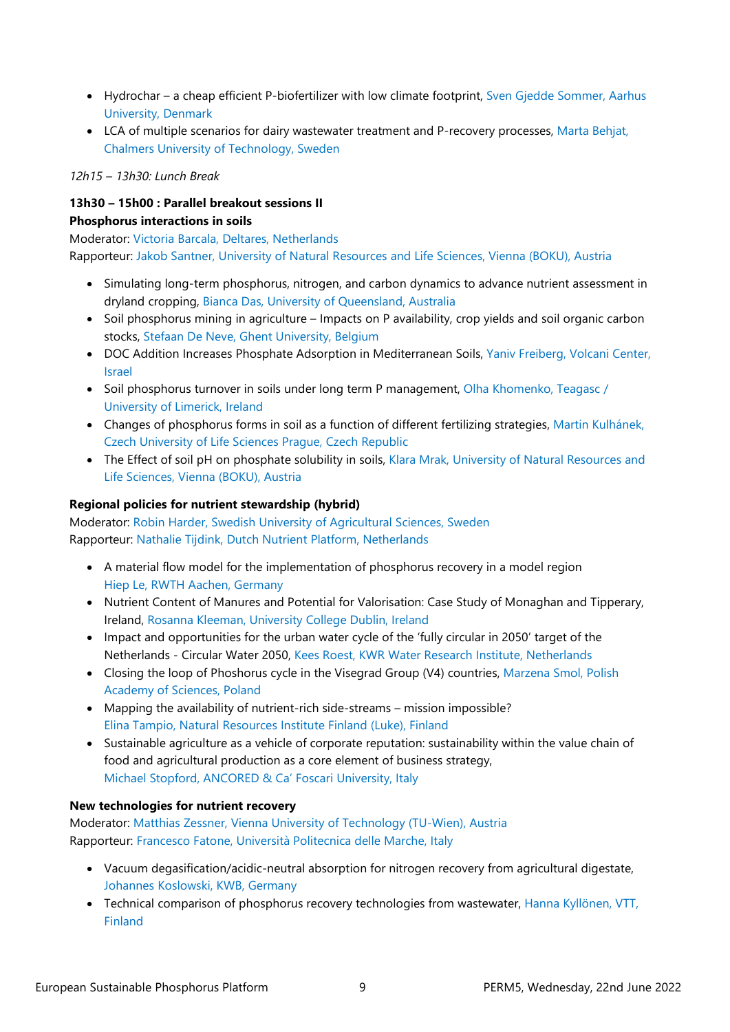- Hydrochar – a cheap efficient P-biofertilizer with low climate footprint, Sven Gjedde Sommer, Aarhus University, Denmark
- LCA of multiple scenarios for dairy wastewater treatment and P-recovery processes, Marta Behjat, Chalmers University of Technology, Sweden

*12h15 – 13h30: Lunch Break*

**13h30 – 15h00 : Parallel breakout sessions II**

**Phosphorus interactions in soils**

Moderator: Victoria Barcala, Deltares, Netherlands
Rapporteur: Jakob Santner, University of Natural Resources and Life Sciences, Vienna (BOKU), Austria

- Simulating long-term phosphorus, nitrogen, and carbon dynamics to advance nutrient assessment in dryland cropping, Bianca Das, University of Queensland, Australia
- Soil phosphorus mining in agriculture – Impacts on P availability, crop yields and soil organic carbon stocks, Stefaan De Neve, Ghent University, Belgium
- DOC Addition Increases Phosphate Adsorption in Mediterranean Soils, Yaniv Freiberg, Volcani Center, Israel
- Soil phosphorus turnover in soils under long term P management, Olha Khomenko, Teagasc / University of Limerick, Ireland
- Changes of phosphorus forms in soil as a function of different fertilizing strategies, Martin Kulhánek, Czech University of Life Sciences Prague, Czech Republic
- The Effect of soil pH on phosphate solubility in soils, Klara Mrak, University of Natural Resources and Life Sciences, Vienna (BOKU), Austria

**Regional policies for nutrient stewardship (hybrid)**

Moderator: Robin Harder, Swedish University of Agricultural Sciences, Sweden
Rapporteur: Nathalie Tijdink, Dutch Nutrient Platform, Netherlands

- A material flow model for the implementation of phosphorus recovery in a model region Hiep Le, RWTH Aachen, Germany
- Nutrient Content of Manures and Potential for Valorisation: Case Study of Monaghan and Tipperary, Ireland, Rosanna Kleeman, University College Dublin, Ireland
- Impact and opportunities for the urban water cycle of the 'fully circular in 2050' target of the Netherlands - Circular Water 2050, Kees Roest, KWR Water Research Institute, Netherlands
- Closing the loop of Phoshorus cycle in the Visegrad Group (V4) countries, Marzena Smol, Polish Academy of Sciences, Poland
- Mapping the availability of nutrient-rich side-streams – mission impossible? Elina Tampio, Natural Resources Institute Finland (Luke), Finland
- Sustainable agriculture as a vehicle of corporate reputation: sustainability within the value chain of food and agricultural production as a core element of business strategy, Michael Stopford, ANCORED & Ca' Foscari University, Italy

**New technologies for nutrient recovery**

Moderator: Matthias Zessner, Vienna University of Technology (TU-Wien), Austria
Rapporteur: Francesco Fatone, Università Politecnica delle Marche, Italy

- Vacuum degasification/acidic-neutral absorption for nitrogen recovery from agricultural digestate, Johannes Koslowski, KWB, Germany
- Technical comparison of phosphorus recovery technologies from wastewater, Hanna Kyllönen, VTT, Finland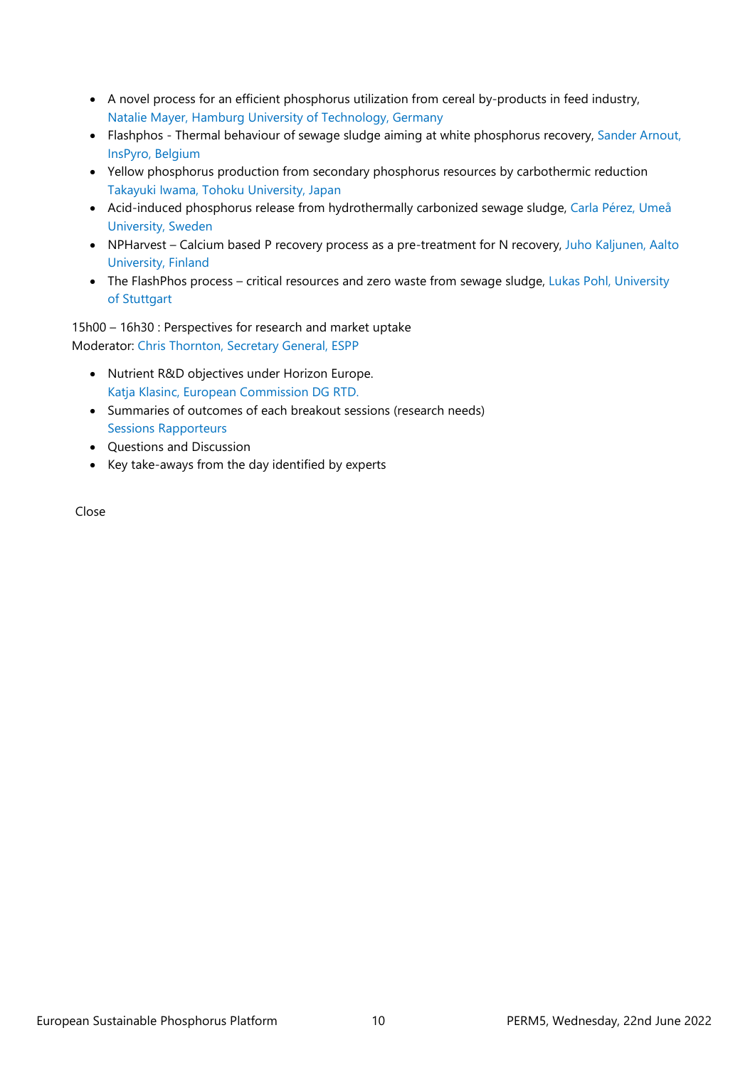- A novel process for an efficient phosphorus utilization from cereal by-products in feed industry, Natalie Mayer, Hamburg University of Technology, Germany
- Flashphos - Thermal behaviour of sewage sludge aiming at white phosphorus recovery, Sander Arnout, InsPyro, Belgium
- Yellow phosphorus production from secondary phosphorus resources by carbothermic reduction Takayuki Iwama, Tohoku University, Japan
- Acid-induced phosphorus release from hydrothermally carbonized sewage sludge, Carla Pérez, Umeå University, Sweden
- NPHarvest – Calcium based P recovery process as a pre-treatment for N recovery, Juho Kaljunen, Aalto University, Finland
- The FlashPhos process – critical resources and zero waste from sewage sludge, Lukas Pohl, University of Stuttgart

15h00 – 16h30 : Perspectives for research and market uptake
Moderator: Chris Thornton, Secretary General, ESPP

- Nutrient R&D objectives under Horizon Europe. Katja Klasinc, European Commission DG RTD.
- Summaries of outcomes of each breakout sessions (research needs) Sessions Rapporteurs
- Questions and Discussion
- Key take-aways from the day identified by experts

Close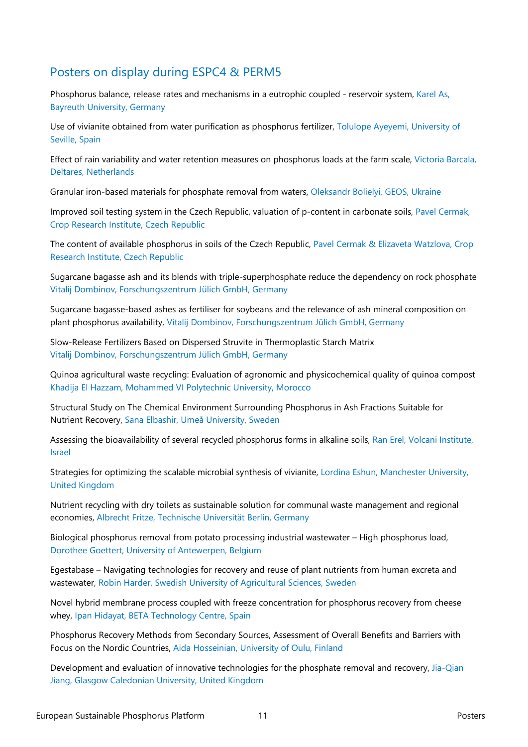## Posters on display during ESPC4 & PERM5

Phosphorus balance, release rates and mechanisms in a eutrophic coupled - reservoir system, Karel As, Bayreuth University, Germany

Use of vivianite obtained from water purification as phosphorus fertilizer, Tolulope Ayeyemi, University of Seville, Spain

Effect of rain variability and water retention measures on phosphorus loads at the farm scale, Victoria Barcala, Deltares, Netherlands

Granular iron-based materials for phosphate removal from waters, Oleksandr Bolielyi, GEOS, Ukraine

Improved soil testing system in the Czech Republic, valuation of p-content in carbonate soils, Pavel Cermak, Crop Research Institute, Czech Republic

The content of available phosphorus in soils of the Czech Republic, Pavel Cermak & Elizaveta Watzlova, Crop Research Institute, Czech Republic

Sugarcane bagasse ash and its blends with triple-superphosphate reduce the dependency on rock phosphate Vitalij Dombinov, Forschungszentrum Jülich GmbH, Germany

Sugarcane bagasse-based ashes as fertiliser for soybeans and the relevance of ash mineral composition on plant phosphorus availability, Vitalij Dombinov, Forschungszentrum Jülich GmbH, Germany

Slow-Release Fertilizers Based on Dispersed Struvite in Thermoplastic Starch Matrix Vitalij Dombinov, Forschungszentrum Jülich GmbH, Germany

Quinoa agricultural waste recycling: Evaluation of agronomic and physicochemical quality of quinoa compost Khadija El Hazzam, Mohammed VI Polytechnic University, Morocco

Structural Study on The Chemical Environment Surrounding Phosphorus in Ash Fractions Suitable for Nutrient Recovery, Sana Elbashir, Umeå University, Sweden

Assessing the bioavailability of several recycled phosphorus forms in alkaline soils, Ran Erel, Volcani Institute, Israel

Strategies for optimizing the scalable microbial synthesis of vivianite, Lordina Eshun, Manchester University, United Kingdom

Nutrient recycling with dry toilets as sustainable solution for communal waste management and regional economies, Albrecht Fritze, Technische Universität Berlin, Germany

Biological phosphorus removal from potato processing industrial wastewater – High phosphorus load, Dorothee Goettert, University of Antewerpen, Belgium

Egestabase – Navigating technologies for recovery and reuse of plant nutrients from human excreta and wastewater, Robin Harder, Swedish University of Agricultural Sciences, Sweden

Novel hybrid membrane process coupled with freeze concentration for phosphorus recovery from cheese whey, Ipan Hidayat, BETA Technology Centre, Spain

Phosphorus Recovery Methods from Secondary Sources, Assessment of Overall Benefits and Barriers with Focus on the Nordic Countries, Aida Hosseinian, University of Oulu, Finland

Development and evaluation of innovative technologies for the phosphate removal and recovery, Jia-Qian Jiang, Glasgow Caledonian University, United Kingdom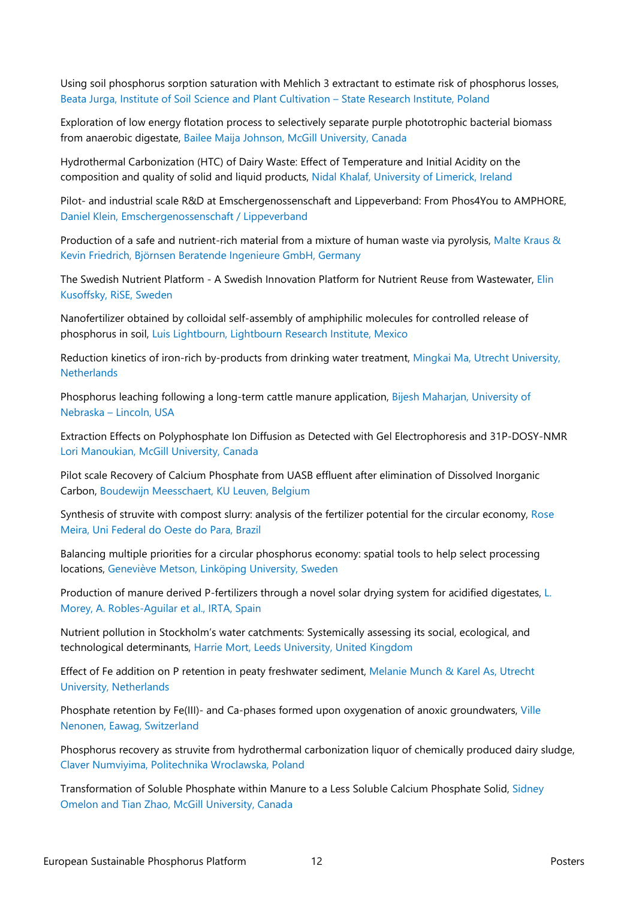Using soil phosphorus sorption saturation with Mehlich 3 extractant to estimate risk of phosphorus losses, Beata Jurga, Institute of Soil Science and Plant Cultivation – State Research Institute, Poland

Exploration of low energy flotation process to selectively separate purple phototrophic bacterial biomass from anaerobic digestate, Bailee Maija Johnson, McGill University, Canada

Hydrothermal Carbonization (HTC) of Dairy Waste: Effect of Temperature and Initial Acidity on the composition and quality of solid and liquid products, Nidal Khalaf, University of Limerick, Ireland

Pilot- and industrial scale R&D at Emschergenossenschaft and Lippeverband: From Phos4You to AMPHORE, Daniel Klein, Emschergenossenschaft / Lippeverband

Production of a safe and nutrient-rich material from a mixture of human waste via pyrolysis, Malte Kraus & Kevin Friedrich, Björnsen Beratende Ingenieure GmbH, Germany

The Swedish Nutrient Platform - A Swedish Innovation Platform for Nutrient Reuse from Wastewater, Elin Kusoffsky, RiSE, Sweden

Nanofertilizer obtained by colloidal self-assembly of amphiphilic molecules for controlled release of phosphorus in soil, Luis Lightbourn, Lightbourn Research Institute, Mexico

Reduction kinetics of iron-rich by-products from drinking water treatment, Mingkai Ma, Utrecht University, Netherlands

Phosphorus leaching following a long-term cattle manure application, Bijesh Maharjan, University of Nebraska – Lincoln, USA

Extraction Effects on Polyphosphate Ion Diffusion as Detected with Gel Electrophoresis and 31P-DOSY-NMR Lori Manoukian, McGill University, Canada

Pilot scale Recovery of Calcium Phosphate from UASB effluent after elimination of Dissolved Inorganic Carbon, Boudewijn Meesschaert, KU Leuven, Belgium

Synthesis of struvite with compost slurry: analysis of the fertilizer potential for the circular economy, Rose Meira, Uni Federal do Oeste do Para, Brazil

Balancing multiple priorities for a circular phosphorus economy: spatial tools to help select processing locations, Geneviève Metson, Linköping University, Sweden

Production of manure derived P-fertilizers through a novel solar drying system for acidified digestates, L. Morey, A. Robles-Aguilar et al., IRTA, Spain

Nutrient pollution in Stockholm's water catchments: Systemically assessing its social, ecological, and technological determinants, Harrie Mort, Leeds University, United Kingdom

Effect of Fe addition on P retention in peaty freshwater sediment, Melanie Munch & Karel As, Utrecht University, Netherlands

Phosphate retention by Fe(III)- and Ca-phases formed upon oxygenation of anoxic groundwaters, Ville Nenonen, Eawag, Switzerland

Phosphorus recovery as struvite from hydrothermal carbonization liquor of chemically produced dairy sludge, Claver Numviyima, Politechnika Wroclawska, Poland

Transformation of Soluble Phosphate within Manure to a Less Soluble Calcium Phosphate Solid, Sidney Omelon and Tian Zhao, McGill University, Canada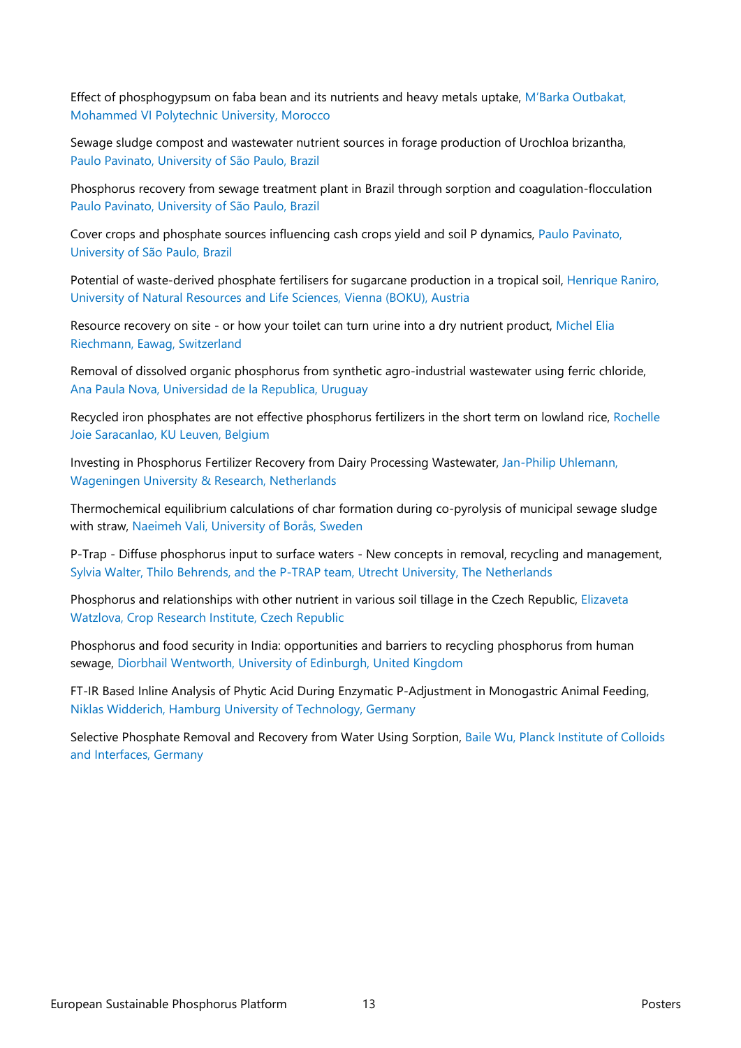Effect of phosphogypsum on faba bean and its nutrients and heavy metals uptake, M'Barka Outbakat, Mohammed VI Polytechnic University, Morocco

Sewage sludge compost and wastewater nutrient sources in forage production of Urochloa brizantha, Paulo Pavinato, University of São Paulo, Brazil

Phosphorus recovery from sewage treatment plant in Brazil through sorption and coagulation-flocculation Paulo Pavinato, University of São Paulo, Brazil

Cover crops and phosphate sources influencing cash crops yield and soil P dynamics, Paulo Pavinato, University of São Paulo, Brazil

Potential of waste-derived phosphate fertilisers for sugarcane production in a tropical soil, Henrique Raniro, University of Natural Resources and Life Sciences, Vienna (BOKU), Austria

Resource recovery on site - or how your toilet can turn urine into a dry nutrient product, Michel Elia Riechmann, Eawag, Switzerland

Removal of dissolved organic phosphorus from synthetic agro-industrial wastewater using ferric chloride, Ana Paula Nova, Universidad de la Republica, Uruguay

Recycled iron phosphates are not effective phosphorus fertilizers in the short term on lowland rice, Rochelle Joie Saracanlao, KU Leuven, Belgium

Investing in Phosphorus Fertilizer Recovery from Dairy Processing Wastewater, Jan-Philip Uhlemann, Wageningen University & Research, Netherlands

Thermochemical equilibrium calculations of char formation during co-pyrolysis of municipal sewage sludge with straw, Naeimeh Vali, University of Borås, Sweden

P-Trap - Diffuse phosphorus input to surface waters - New concepts in removal, recycling and management, Sylvia Walter, Thilo Behrends, and the P-TRAP team, Utrecht University, The Netherlands

Phosphorus and relationships with other nutrient in various soil tillage in the Czech Republic, Elizaveta Watzlova, Crop Research Institute, Czech Republic

Phosphorus and food security in India: opportunities and barriers to recycling phosphorus from human sewage, Diorbhail Wentworth, University of Edinburgh, United Kingdom

FT-IR Based Inline Analysis of Phytic Acid During Enzymatic P-Adjustment in Monogastric Animal Feeding, Niklas Widderich, Hamburg University of Technology, Germany

Selective Phosphate Removal and Recovery from Water Using Sorption, Baile Wu, Planck Institute of Colloids and Interfaces, Germany